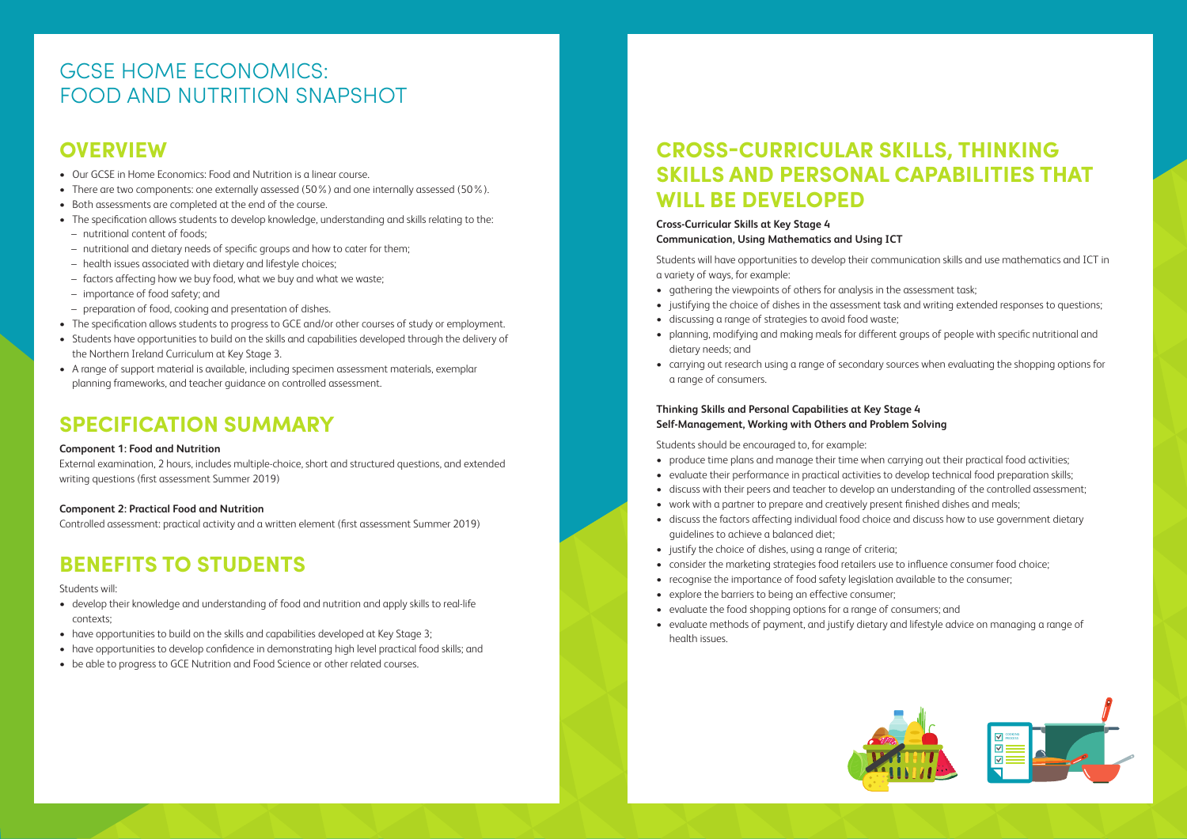# GCSE HOME ECONOMICS: FOOD AND NUTRITION SNAPSHOT

## OVERVIEW

- Our GCSE in Home Economics: Food and Nutrition is a linear course.
- There are two components: one externally assessed (50%) and one internally assessed (50%).
- Both assessments are completed at the end of the course.
- The specification allows students to develop knowledge, understanding and skills relating to the:
  - nutritional content of foods;
  - nutritional and dietary needs of specific groups and how to cater for them;
  - health issues associated with dietary and lifestyle choices;
  - factors affecting how we buy food, what we buy and what we waste;
  - importance of food safety; and
  - preparation of food, cooking and presentation of dishes.
- The specification allows students to progress to GCE and/or other courses of study or employment.
- Students have opportunities to build on the skills and capabilities developed through the delivery of the Northern Ireland Curriculum at Key Stage 3.
- A range of support material is available, including specimen assessment materials, exemplar planning frameworks, and teacher guidance on controlled assessment.

## SPECIFICATION SUMMARY

**Component 1: Food and Nutrition**
External examination, 2 hours, includes multiple-choice, short and structured questions, and extended writing questions (first assessment Summer 2019)

**Component 2: Practical Food and Nutrition**
Controlled assessment: practical activity and a written element (first assessment Summer 2019)

## BENEFITS TO STUDENTS

Students will:

- develop their knowledge and understanding of food and nutrition and apply skills to real-life contexts;
- have opportunities to build on the skills and capabilities developed at Key Stage 3;
- have opportunities to develop confidence in demonstrating high level practical food skills; and
- be able to progress to GCE Nutrition and Food Science or other related courses.

## CROSS-CURRICULAR SKILLS, THINKING SKILLS AND PERSONAL CAPABILITIES THAT WILL BE DEVELOPED

**Cross-Curricular Skills at Key Stage 4**
**Communication, Using Mathematics and Using ICT**

Students will have opportunities to develop their communication skills and use mathematics and ICT in a variety of ways, for example:

- gathering the viewpoints of others for analysis in the assessment task;
- justifying the choice of dishes in the assessment task and writing extended responses to questions;
- discussing a range of strategies to avoid food waste;
- planning, modifying and making meals for different groups of people with specific nutritional and dietary needs; and
- carrying out research using a range of secondary sources when evaluating the shopping options for a range of consumers.

**Thinking Skills and Personal Capabilities at Key Stage 4**
**Self-Management, Working with Others and Problem Solving**

Students should be encouraged to, for example:

- produce time plans and manage their time when carrying out their practical food activities;
- evaluate their performance in practical activities to develop technical food preparation skills;
- discuss with their peers and teacher to develop an understanding of the controlled assessment;
- work with a partner to prepare and creatively present finished dishes and meals;
- discuss the factors affecting individual food choice and discuss how to use government dietary guidelines to achieve a balanced diet;
- justify the choice of dishes, using a range of criteria;
- consider the marketing strategies food retailers use to influence consumer food choice;
- recognise the importance of food safety legislation available to the consumer;
- explore the barriers to being an effective consumer;
- evaluate the food shopping options for a range of consumers; and
- evaluate methods of payment, and justify dietary and lifestyle advice on managing a range of health issues.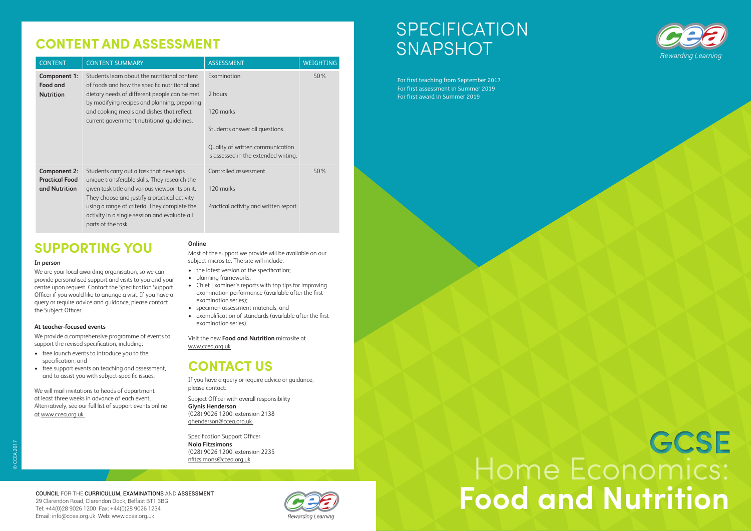# CONTENT AND ASSESSMENT

| CONTENT | CONTENT SUMMARY | ASSESSMENT | WEIGHTING |
|---|---|---|---|
| **Component 1: Food and Nutrition** | Students learn about the nutritional content of foods and how the specific nutritional and dietary needs of different people can be met by modifying recipes and planning, preparing and cooking meals and dishes that reflect current government nutritional guidelines. | Examination<br><br>2 hours<br><br>120 marks<br><br>Students answer all questions.<br><br>Quality of written communication is assessed in the extended writing. | 50% |
| **Component 2: Practical Food and Nutrition** | Students carry out a task that develops unique transferable skills. They research the given task title and various viewpoints on it. They choose and justify a practical activity using a range of criteria. They complete the activity in a single session and evaluate all parts of the task. | Controlled assessment<br><br>120 marks<br><br>Practical activity and written report | 50% |

# SUPPORTING YOU

**In person**

We are your local awarding organisation, so we can provide personalised support and visits to you and your centre upon request. Contact the Specification Support Officer if you would like to arrange a visit. If you have a query or require advice and guidance, please contact the Subject Officer.

**At teacher-focused events**

We provide a comprehensive programme of events to support the revised specification, including:

- free launch events to introduce you to the specification; and
- free support events on teaching and assessment, and to assist you with subject-specific issues.

We will mail invitations to heads of department at least three weeks in advance of each event. Alternatively, see our full list of support events online at www.ccea.org.uk

**Online**

Most of the support we provide will be available on our subject microsite. The site will include:

- the latest version of the specification;
- planning frameworks;
- Chief Examiner's reports with top tips for improving examination performance (available after the first examination series);
- specimen assessment materials; and
- exemplification of standards (available after the first examination series).

Visit the new **Food and Nutrition** microsite at www.ccea.org.uk

# CONTACT US

If you have a query or require advice or guidance, please contact:

Subject Officer with overall responsibility
**Glynis Henderson**
(028) 9026 1200, extension 2138
ghenderson@ccea.org.uk

Specification Support Officer
**Nola Fitzsimons**
(028) 9026 1200, extension 2235
nfitzsimons@ccea.org.uk

© CCEA 2017

COUNCIL FOR THE CURRICULUM, EXAMINATIONS AND ASSESSMENT
29 Clarendon Road, Clarendon Dock, Belfast BT1 3BG
Tel: +44(0)28 9026 1200 Fax: +44(0)28 9026 1234
Email: info@ccea.org.uk Web: www.ccea.org.uk

Rewarding Learning

# SPECIFICATION SNAPSHOT

Rewarding Learning

For first teaching from September 2017
For first assessment in Summer 2019
For first award in Summer 2019

# GCSE
# Home Economics: **Food and Nutrition**